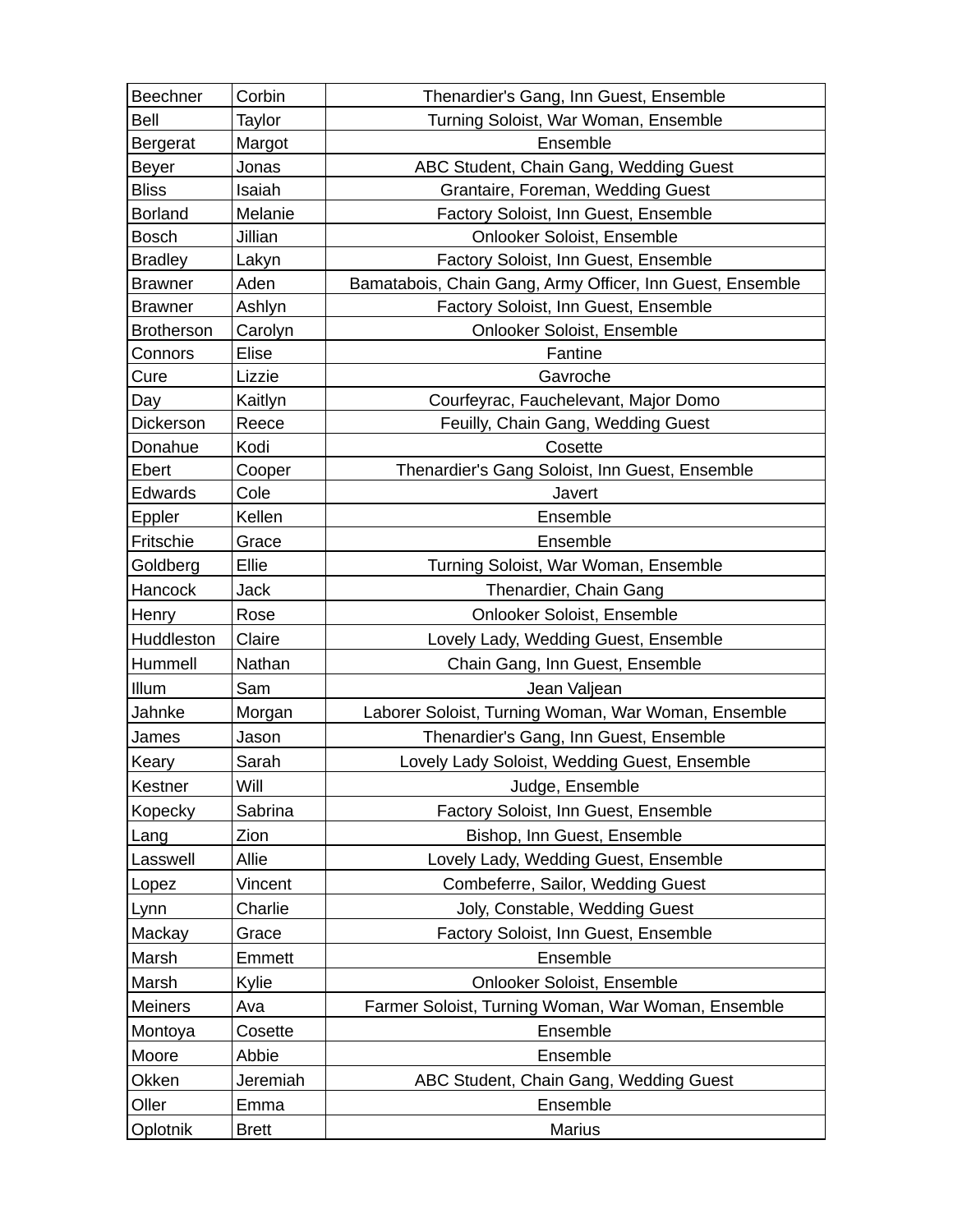| Beechner | Corbin | Thenardier's Gang, Inn Guest, Ensemble |
|---|---|---|
| Bell | Taylor | Turning Soloist, War Woman, Ensemble |
| Bergerat | Margot | Ensemble |
| Beyer | Jonas | ABC Student, Chain Gang, Wedding Guest |
| Bliss | Isaiah | Grantaire, Foreman, Wedding Guest |
| Borland | Melanie | Factory Soloist, Inn Guest, Ensemble |
| Bosch | Jillian | Onlooker Soloist, Ensemble |
| Bradley | Lakyn | Factory Soloist, Inn Guest, Ensemble |
| Brawner | Aden | Bamatabois, Chain Gang, Army Officer, Inn Guest, Ensemble |
| Brawner | Ashlyn | Factory Soloist, Inn Guest, Ensemble |
| Brotherson | Carolyn | Onlooker Soloist, Ensemble |
| Connors | Elise | Fantine |
| Cure | Lizzie | Gavroche |
| Day | Kaitlyn | Courfeyrac, Fauchelevant, Major Domo |
| Dickerson | Reece | Feuilly, Chain Gang, Wedding Guest |
| Donahue | Kodi | Cosette |
| Ebert | Cooper | Thenardier's Gang Soloist, Inn Guest, Ensemble |
| Edwards | Cole | Javert |
| Eppler | Kellen | Ensemble |
| Fritschie | Grace | Ensemble |
| Goldberg | Ellie | Turning Soloist, War Woman, Ensemble |
| Hancock | Jack | Thenardier, Chain Gang |
| Henry | Rose | Onlooker Soloist, Ensemble |
| Huddleston | Claire | Lovely Lady, Wedding Guest, Ensemble |
| Hummell | Nathan | Chain Gang, Inn Guest, Ensemble |
| Illum | Sam | Jean Valjean |
| Jahnke | Morgan | Laborer Soloist, Turning Woman, War Woman, Ensemble |
| James | Jason | Thenardier's Gang, Inn Guest, Ensemble |
| Keary | Sarah | Lovely Lady Soloist, Wedding Guest, Ensemble |
| Kestner | Will | Judge, Ensemble |
| Kopecky | Sabrina | Factory Soloist, Inn Guest, Ensemble |
| Lang | Zion | Bishop, Inn Guest, Ensemble |
| Lasswell | Allie | Lovely Lady, Wedding Guest, Ensemble |
| Lopez | Vincent | Combeferre, Sailor, Wedding Guest |
| Lynn | Charlie | Joly, Constable, Wedding Guest |
| Mackay | Grace | Factory Soloist, Inn Guest, Ensemble |
| Marsh | Emmett | Ensemble |
| Marsh | Kylie | Onlooker Soloist, Ensemble |
| Meiners | Ava | Farmer Soloist, Turning Woman, War Woman, Ensemble |
| Montoya | Cosette | Ensemble |
| Moore | Abbie | Ensemble |
| Okken | Jeremiah | ABC Student, Chain Gang, Wedding Guest |
| Oller | Emma | Ensemble |
| Oplotnik | Brett | Marius |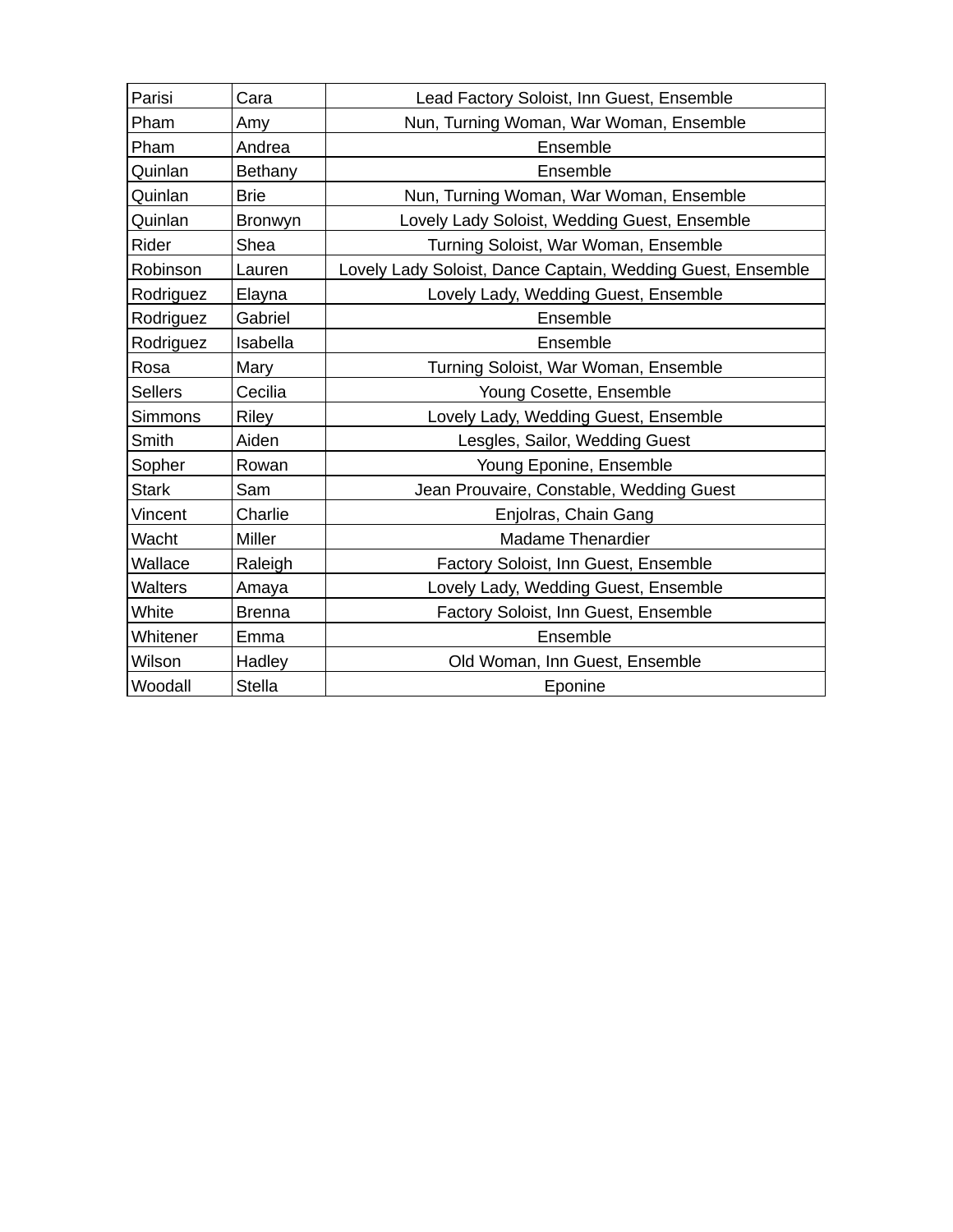| | | |
|---|---|---|
| Parisi | Cara | Lead Factory Soloist, Inn Guest, Ensemble |
| Pham | Amy | Nun, Turning Woman, War Woman, Ensemble |
| Pham | Andrea | Ensemble |
| Quinlan | Bethany | Ensemble |
| Quinlan | Brie | Nun, Turning Woman, War Woman, Ensemble |
| Quinlan | Bronwyn | Lovely Lady Soloist, Wedding Guest, Ensemble |
| Rider | Shea | Turning Soloist, War Woman, Ensemble |
| Robinson | Lauren | Lovely Lady Soloist, Dance Captain, Wedding Guest, Ensemble |
| Rodriguez | Elayna | Lovely Lady, Wedding Guest, Ensemble |
| Rodriguez | Gabriel | Ensemble |
| Rodriguez | Isabella | Ensemble |
| Rosa | Mary | Turning Soloist, War Woman, Ensemble |
| Sellers | Cecilia | Young Cosette, Ensemble |
| Simmons | Riley | Lovely Lady, Wedding Guest, Ensemble |
| Smith | Aiden | Lesgles, Sailor, Wedding Guest |
| Sopher | Rowan | Young Eponine, Ensemble |
| Stark | Sam | Jean Prouvaire, Constable, Wedding Guest |
| Vincent | Charlie | Enjolras, Chain Gang |
| Wacht | Miller | Madame Thenardier |
| Wallace | Raleigh | Factory Soloist, Inn Guest, Ensemble |
| Walters | Amaya | Lovely Lady, Wedding Guest, Ensemble |
| White | Brenna | Factory Soloist, Inn Guest, Ensemble |
| Whitener | Emma | Ensemble |
| Wilson | Hadley | Old Woman, Inn Guest, Ensemble |
| Woodall | Stella | Eponine |